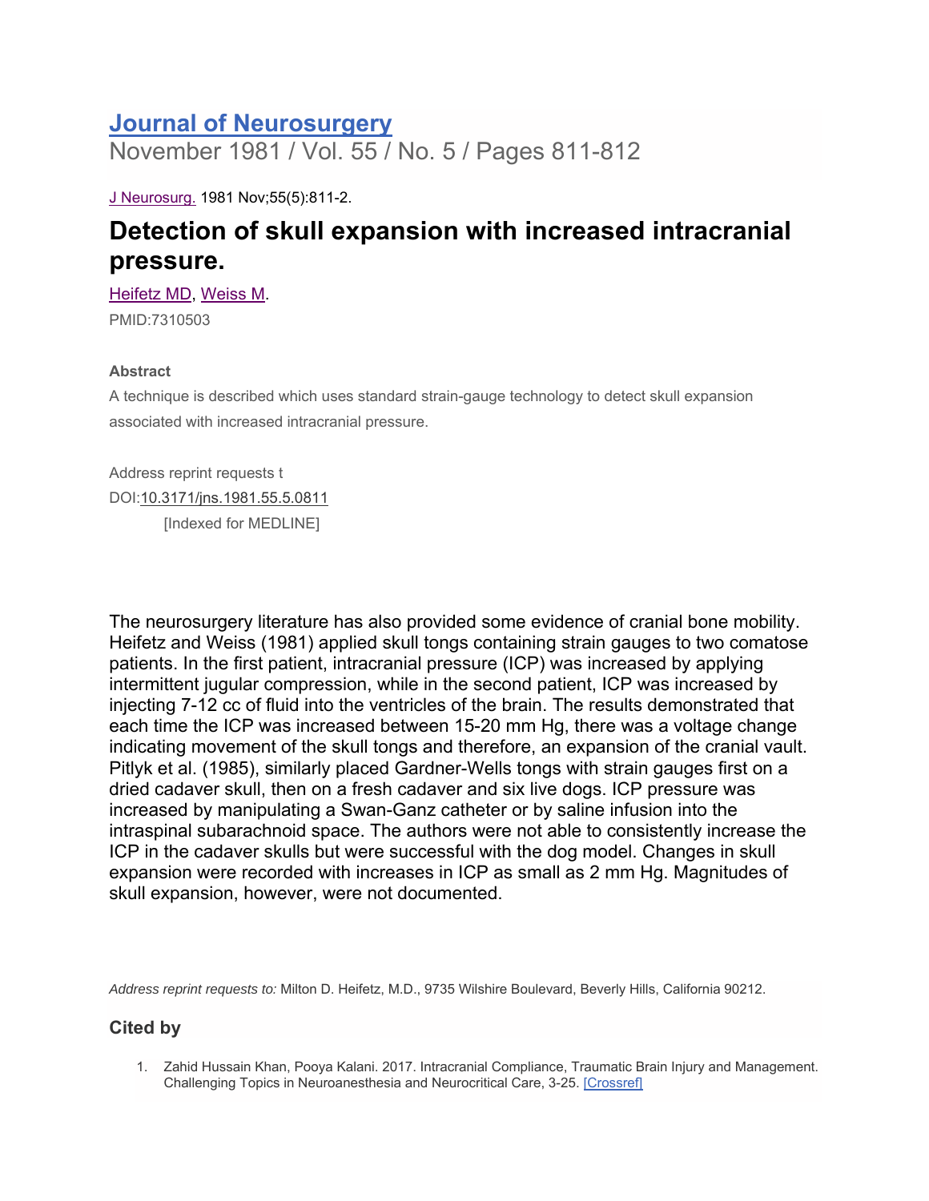# Journal of Neurosurgery

November 1981 / Vol. 55 / No. 5 / Pages 811-812

J Neurosurg. 1981 Nov;55(5):811-2.

## Detection of skull expansion with increased intracranial pressure.

Heifetz MD, Weiss M.

PMID:7310503

#### Abstract

A technique is described which uses standard strain-gauge technology to detect skull expansion associated with increased intracranial pressure.

Address reprint requests t

DOI:10.3171/jns.1981.55.5.0811

[Indexed for MEDLINE]

The neurosurgery literature has also provided some evidence of cranial bone mobility. Heifetz and Weiss (1981) applied skull tongs containing strain gauges to two comatose patients. In the first patient, intracranial pressure (ICP) was increased by applying intermittent jugular compression, while in the second patient, ICP was increased by injecting 7-12 cc of fluid into the ventricles of the brain. The results demonstrated that each time the ICP was increased between 15-20 mm Hg, there was a voltage change indicating movement of the skull tongs and therefore, an expansion of the cranial vault. Pitlyk et al. (1985), similarly placed Gardner-Wells tongs with strain gauges first on a dried cadaver skull, then on a fresh cadaver and six live dogs. ICP pressure was increased by manipulating a Swan-Ganz catheter or by saline infusion into the intraspinal subarachnoid space. The authors were not able to consistently increase the ICP in the cadaver skulls but were successful with the dog model. Changes in skull expansion were recorded with increases in ICP as small as 2 mm Hg. Magnitudes of skull expansion, however, were not documented.

*Address reprint requests to:* Milton D. Heifetz, M.D., 9735 Wilshire Boulevard, Beverly Hills, California 90212.

### Cited by

1. Zahid Hussain Khan, Pooya Kalani. 2017. Intracranial Compliance, Traumatic Brain Injury and Management. Challenging Topics in Neuroanesthesia and Neurocritical Care, 3-25. [Crossref]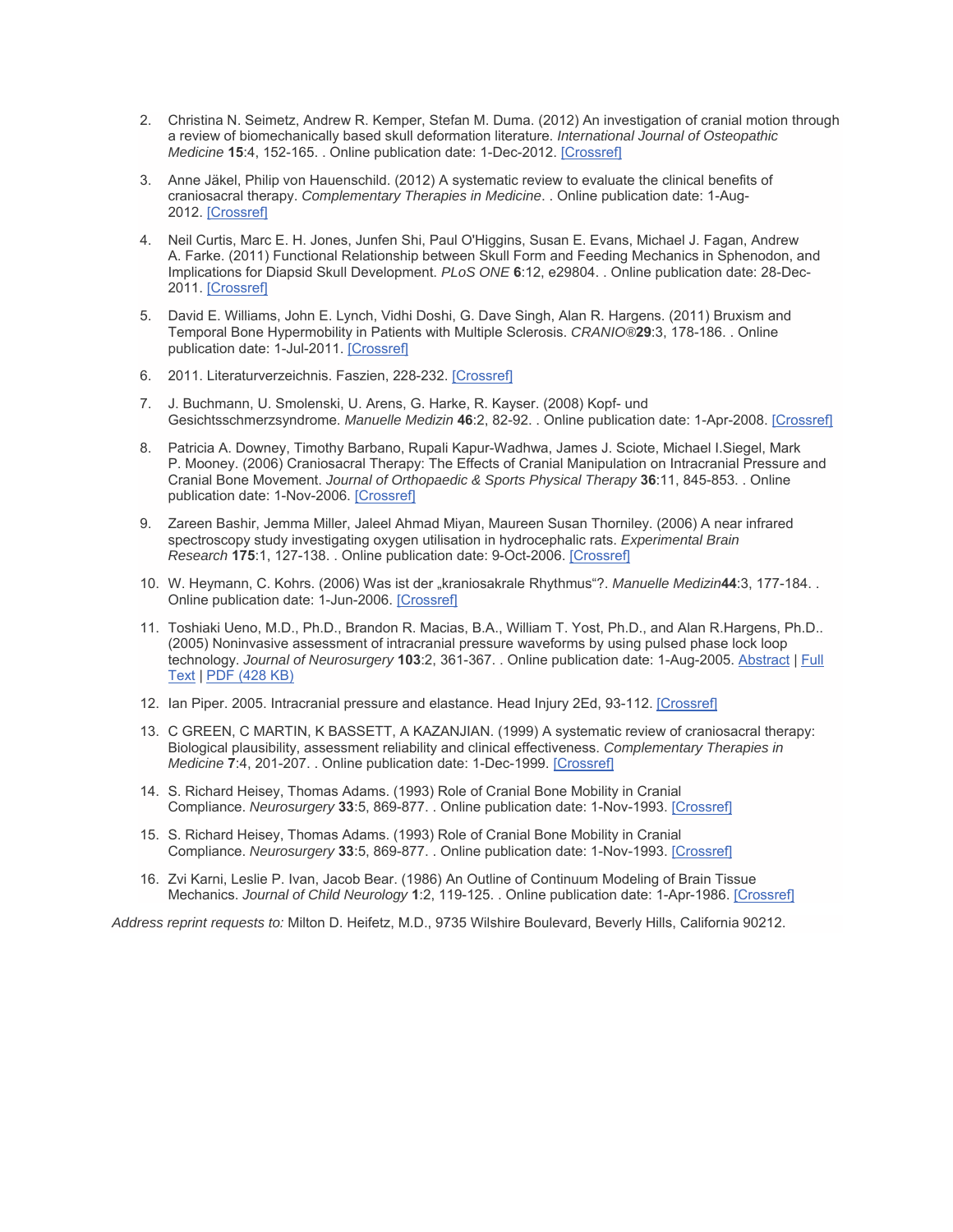2. Christina N. Seimetz, Andrew R. Kemper, Stefan M. Duma. (2012) An investigation of cranial motion through a review of biomechanically based skull deformation literature. *International Journal of Osteopathic Medicine* **15**:4, 152-165. . Online publication date: 1-Dec-2012. [Crossref]
3. Anne Jäkel, Philip von Hauenschild. (2012) A systematic review to evaluate the clinical benefits of craniosacral therapy. *Complementary Therapies in Medicine*. . Online publication date: 1-Aug-2012. [Crossref]
4. Neil Curtis, Marc E. H. Jones, Junfen Shi, Paul O'Higgins, Susan E. Evans, Michael J. Fagan, Andrew A. Farke. (2011) Functional Relationship between Skull Form and Feeding Mechanics in Sphenodon, and Implications for Diapsid Skull Development. *PLoS ONE* **6**:12, e29804. . Online publication date: 28-Dec-2011. [Crossref]
5. David E. Williams, John E. Lynch, Vidhi Doshi, G. Dave Singh, Alan R. Hargens. (2011) Bruxism and Temporal Bone Hypermobility in Patients with Multiple Sclerosis. *CRANIO®* **29**:3, 178-186. . Online publication date: 1-Jul-2011. [Crossref]
6. 2011. Literaturverzeichnis. Faszien, 228-232. [Crossref]
7. J. Buchmann, U. Smolenski, U. Arens, G. Harke, R. Kayser. (2008) Kopf- und Gesichtsschmerzsyndrome. *Manuelle Medizin* **46**:2, 82-92. . Online publication date: 1-Apr-2008. [Crossref]
8. Patricia A. Downey, Timothy Barbano, Rupali Kapur-Wadhwa, James J. Sciote, Michael I.Siegel, Mark P. Mooney. (2006) Craniosacral Therapy: The Effects of Cranial Manipulation on Intracranial Pressure and Cranial Bone Movement. *Journal of Orthopaedic & Sports Physical Therapy* **36**:11, 845-853. . Online publication date: 1-Nov-2006. [Crossref]
9. Zareen Bashir, Jemma Miller, Jaleel Ahmad Miyan, Maureen Susan Thorniley. (2006) A near infrared spectroscopy study investigating oxygen utilisation in hydrocephalic rats. *Experimental Brain Research* **175**:1, 127-138. . Online publication date: 9-Oct-2006. [Crossref]
10. W. Heymann, C. Kohrs. (2006) Was ist der „kraniosakrale Rhythmus"?. *Manuelle Medizin* **44**:3, 177-184. . Online publication date: 1-Jun-2006. [Crossref]
11. Toshiaki Ueno, M.D., Ph.D., Brandon R. Macias, B.A., William T. Yost, Ph.D., and Alan R.Hargens, Ph.D.. (2005) Noninvasive assessment of intracranial pressure waveforms by using pulsed phase lock loop technology. *Journal of Neurosurgery* **103**:2, 361-367. . Online publication date: 1-Aug-2005. Abstract | Full Text | PDF (428 KB)
12. Ian Piper. 2005. Intracranial pressure and elastance. Head Injury 2Ed, 93-112. [Crossref]
13. C GREEN, C MARTIN, K BASSETT, A KAZANJIAN. (1999) A systematic review of craniosacral therapy: Biological plausibility, assessment reliability and clinical effectiveness. *Complementary Therapies in Medicine* **7**:4, 201-207. . Online publication date: 1-Dec-1999. [Crossref]
14. S. Richard Heisey, Thomas Adams. (1993) Role of Cranial Bone Mobility in Cranial Compliance. *Neurosurgery* **33**:5, 869-877. . Online publication date: 1-Nov-1993. [Crossref]
15. S. Richard Heisey, Thomas Adams. (1993) Role of Cranial Bone Mobility in Cranial Compliance. *Neurosurgery* **33**:5, 869-877. . Online publication date: 1-Nov-1993. [Crossref]
16. Zvi Karni, Leslie P. Ivan, Jacob Bear. (1986) An Outline of Continuum Modeling of Brain Tissue Mechanics. *Journal of Child Neurology* **1**:2, 119-125. . Online publication date: 1-Apr-1986. [Crossref]

*Address reprint requests to:* Milton D. Heifetz, M.D., 9735 Wilshire Boulevard, Beverly Hills, California 90212.